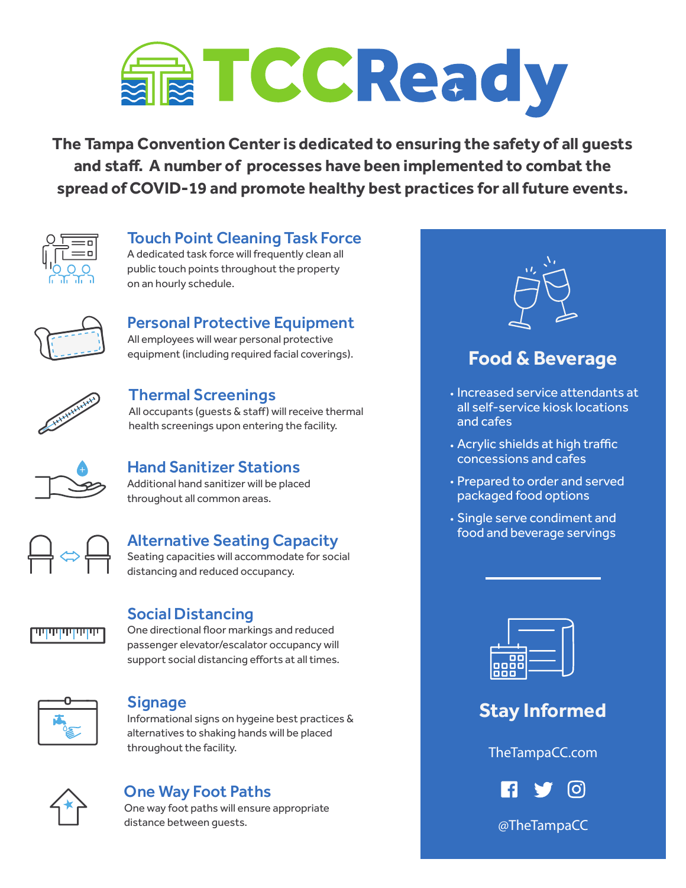# TCCReady

**The Tampa Convention Center is dedicated to ensuring the safety of all guests and staff. A number of processes have been implemented to combat the spread of COVID-19 and promote healthy best practices for all future events.**

## Touch Point Cleaning Task Force

A dedicated task force will frequently clean all public touch points throughout the property on an hourly schedule.

## Personal Protective Equipment

All employees will wear personal protective equipment (including required facial coverings).

## Thermal Screenings

All occupants (guests & staff) will receive thermal health screenings upon entering the facility.

## Hand Sanitizer Stations

Additional hand sanitizer will be placed throughout all common areas.

## Alternative Seating Capacity

Seating capacities will accommodate for social distancing and reduced occupancy.

## Social Distancing

One directional floor markings and reduced passenger elevator/escalator occupancy will support social distancing efforts at all times.

## Signage

Informational signs on hygeine best practices & alternatives to shaking hands will be placed throughout the facility.

## One Way Foot Paths

One way foot paths will ensure appropriate distance between guests.

## Food & Beverage

- Increased service attendants at all self-service kiosk locations and cafes
- Acrylic shields at high traffic concessions and cafes
- Prepared to order and served packaged food options
- Single serve condiment and food and beverage servings

## Stay Informed

TheTampaCC.com

@TheTampaCC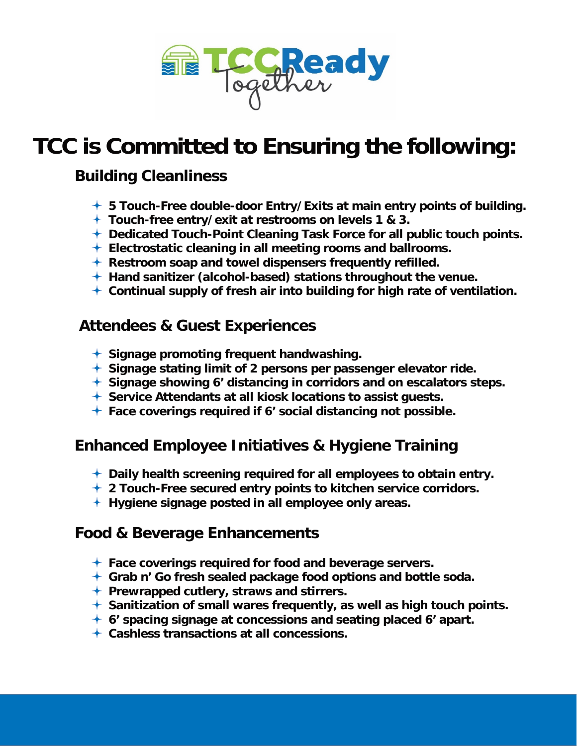# TCC is Committed to Ensuring the following:

## Building Cleanliness

- **5 Touch-Free double-door Entry/Exits at main entry points of building.**
- **Touch-free entry/exit at restrooms on levels 1 & 3.**
- **Dedicated Touch-Point Cleaning Task Force for all public touch points.**
- **Electrostatic cleaning in all meeting rooms and ballrooms.**
- **Restroom soap and towel dispensers frequently refilled.**
- **Hand sanitizer (alcohol-based) stations throughout the venue.**
- **Continual supply of fresh air into building for high rate of ventilation.**

## Attendees & Guest Experiences

- **Signage promoting frequent handwashing.**
- **Signage stating limit of 2 persons per passenger elevator ride.**
- **Signage showing 6' distancing in corridors and on escalators steps.**
- **Service Attendants at all kiosk locations to assist guests.**
- **Face coverings required if 6' social distancing not possible.**

## Enhanced Employee Initiatives & Hygiene Training

- **Daily health screening required for all employees to obtain entry.**
- **2 Touch-Free secured entry points to kitchen service corridors.**
- **Hygiene signage posted in all employee only areas.**

## Food & Beverage Enhancements

- **Face coverings required for food and beverage servers.**
- **Grab n' Go fresh sealed package food options and bottle soda.**
- **Prewrapped cutlery, straws and stirrers.**
- **Sanitization of small wares frequently, as well as high touch points.**
- **6' spacing signage at concessions and seating placed 6' apart.**
- **Cashless transactions at all concessions.**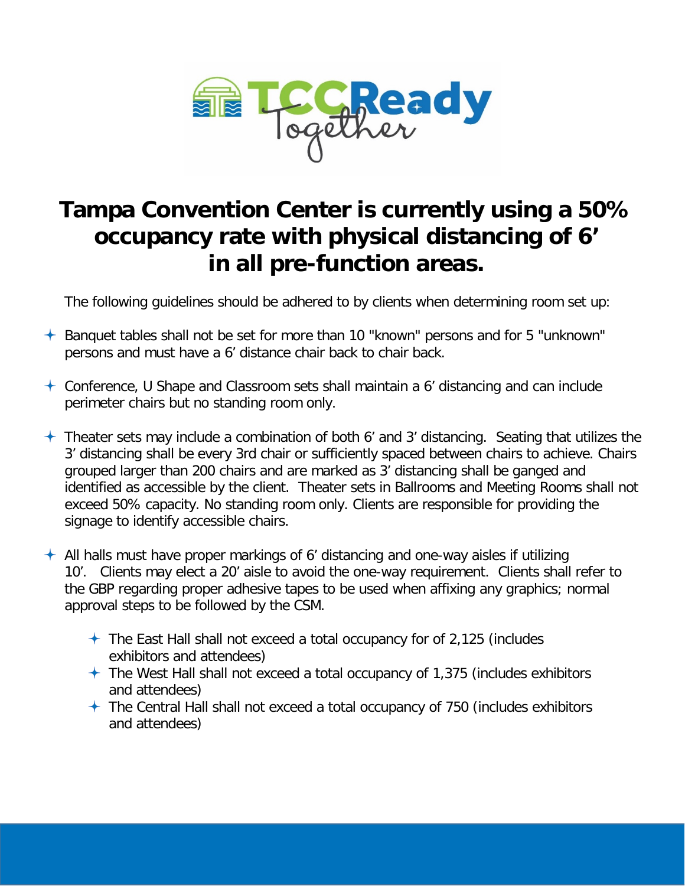# Tampa Convention Center is currently using a 50% occupancy rate with physical distancing of 6' in all pre-function areas.

The following guidelines should be adhered to by clients when determining room set up:

- Banquet tables shall not be set for more than 10 "known" persons and for 5 "unknown" persons and must have a 6' distance chair back to chair back.
- Conference, U Shape and Classroom sets shall maintain a 6' distancing and can include perimeter chairs but no standing room only.
- Theater sets may include a combination of both 6' and 3' distancing. Seating that utilizes the 3' distancing shall be every 3rd chair or sufficiently spaced between chairs to achieve. Chairs grouped larger than 200 chairs and are marked as 3' distancing shall be ganged and identified as accessible by the client. Theater sets in Ballrooms and Meeting Rooms shall not exceed 50% capacity. No standing room only. Clients are responsible for providing the signage to identify accessible chairs.
- All halls must have proper markings of 6' distancing and one-way aisles if utilizing 10'. Clients may elect a 20' aisle to avoid the one-way requirement. Clients shall refer to the GBP regarding proper adhesive tapes to be used when affixing any graphics; normal approval steps to be followed by the CSM.
  - The East Hall shall not exceed a total occupancy for of 2,125 (includes exhibitors and attendees)
  - The West Hall shall not exceed a total occupancy of 1,375 (includes exhibitors and attendees)
  - The Central Hall shall not exceed a total occupancy of 750 (includes exhibitors and attendees)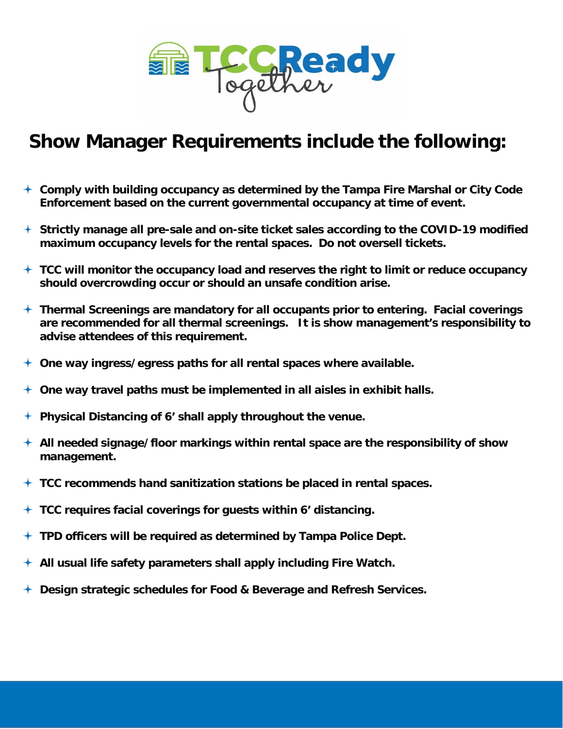# Show Manager Requirements include the following:

- **Comply with building occupancy as determined by the Tampa Fire Marshal or City Code Enforcement based on the current governmental occupancy at time of event.**
- **Strictly manage all pre-sale and on-site ticket sales according to the COVID-19 modified maximum occupancy levels for the rental spaces. Do not oversell tickets.**
- **TCC will monitor the occupancy load and reserves the right to limit or reduce occupancy should overcrowding occur or should an unsafe condition arise.**
- **Thermal Screenings are mandatory for all occupants prior to entering. Facial coverings are recommended for all thermal screenings. It is show management's responsibility to advise attendees of this requirement.**
- **One way ingress/egress paths for all rental spaces where available.**
- **One way travel paths must be implemented in all aisles in exhibit halls.**
- **Physical Distancing of 6' shall apply throughout the venue.**
- **All needed signage/floor markings within rental space are the responsibility of show management.**
- **TCC recommends hand sanitization stations be placed in rental spaces.**
- **TCC requires facial coverings for guests within 6' distancing.**
- **TPD officers will be required as determined by Tampa Police Dept.**
- **All usual life safety parameters shall apply including Fire Watch.**
- **Design strategic schedules for Food & Beverage and Refresh Services.**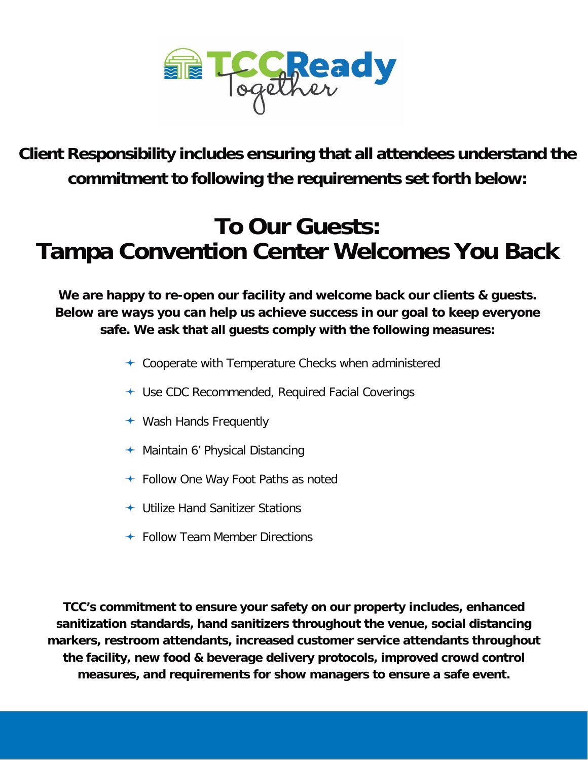TCCReady Together

**Client Responsibility includes ensuring that all attendees understand the commitment to following the requirements set forth below:**

# To Our Guests:
# Tampa Convention Center Welcomes You Back

**We are happy to re-open our facility and welcome back our clients & guests. Below are ways you can help us achieve success in our goal to keep everyone safe. We ask that all guests comply with the following measures:**

- Cooperate with Temperature Checks when administered
- Use CDC Recommended, Required Facial Coverings
- Wash Hands Frequently
- Maintain 6’ Physical Distancing
- Follow One Way Foot Paths as noted
- Utilize Hand Sanitizer Stations
- Follow Team Member Directions

**TCC’s commitment to ensure your safety on our property includes, enhanced sanitization standards, hand sanitizers throughout the venue, social distancing markers, restroom attendants, increased customer service attendants throughout the facility, new food & beverage delivery protocols, improved crowd control measures, and requirements for show managers to ensure a safe event.**